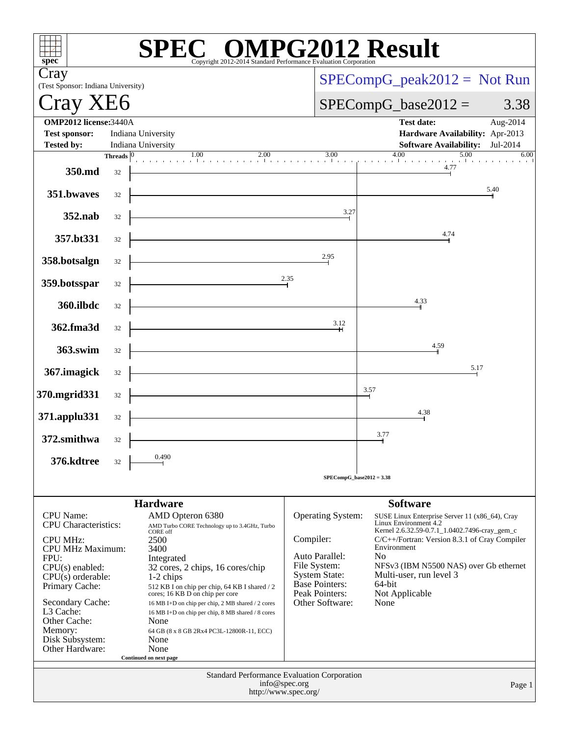# SPEC® OMPG2012 Result

Copyright 2012-2014 Standard Performance Evaluation Corporation

**Cray**
(Test Sponsor: Indiana University)

**Cray XE6**

SPECompG_peak2012 = Not Run

SPECompG_base2012 = 3.38

| | | | |
|---|---|---|---|
| **OMP2012 license:** | 3440A | **Test date:** | Aug-2014 |
| **Test sponsor:** | Indiana University | **Hardware Availability:** | Apr-2013 |
| **Tested by:** | Indiana University | **Software Availability:** | Jul-2014 |

| Benchmark | Threads | Base Ratio |
|---|---|---|
| 350.md | 32 | 4.77 |
| 351.bwaves | 32 | 5.40 |
| 352.nab | 32 | 3.27 |
| 357.bt331 | 32 | 4.74 |
| 358.botsalgn | 32 | 2.95 |
| 359.botsspar | 32 | 2.35 |
| 360.ilbdc | 32 | 4.33 |
| 362.fma3d | 32 | 3.12 |
| 363.swim | 32 | 4.59 |
| 367.imagick | 32 | 5.17 |
| 370.mgrid331 | 32 | 3.57 |
| 371.applu331 | 32 | 4.38 |
| 372.smithwa | 32 | 3.77 |
| 376.kdtree | 32 | 0.490 |

SPECompG_base2012 = 3.38

## Hardware

| | |
|---|---|
| CPU Name: | AMD Opteron 6380 |
| CPU Characteristics: | AMD Turbo CORE Technology up to 3.4GHz, Turbo CORE off |
| CPU MHz: | 2500 |
| CPU MHz Maximum: | 3400 |
| FPU: | Integrated |
| CPU(s) enabled: | 32 cores, 2 chips, 16 cores/chip |
| CPU(s) orderable: | 1-2 chips |
| Primary Cache: | 512 KB I on chip per chip, 64 KB I shared / 2 cores; 16 KB D on chip per core |
| Secondary Cache: | 16 MB I+D on chip per chip, 2 MB shared / 2 cores |
| L3 Cache: | 16 MB I+D on chip per chip, 8 MB shared / 8 cores |
| Other Cache: | None |
| Memory: | 64 GB (8 x 8 GB 2Rx4 PC3L-12800R-11, ECC) |
| Disk Subsystem: | None |
| Other Hardware: | None |

Continued on next page

## Software

| | |
|---|---|
| Operating System: | SUSE Linux Enterprise Server 11 (x86_64), Cray Linux Environment 4.2 Kernel 2.6.32.59-0.7.1_1.0402.7496-cray_gem_c |
| Compiler: | C/C++/Fortran: Version 8.3.1 of Cray Compiler Environment |
| Auto Parallel: | No |
| File System: | NFSv3 (IBM N5500 NAS) over Gb ethernet |
| System State: | Multi-user, run level 3 |
| Base Pointers: | 64-bit |
| Peak Pointers: | Not Applicable |
| Other Software: | None |

Standard Performance Evaluation Corporation
info@spec.org
http://www.spec.org/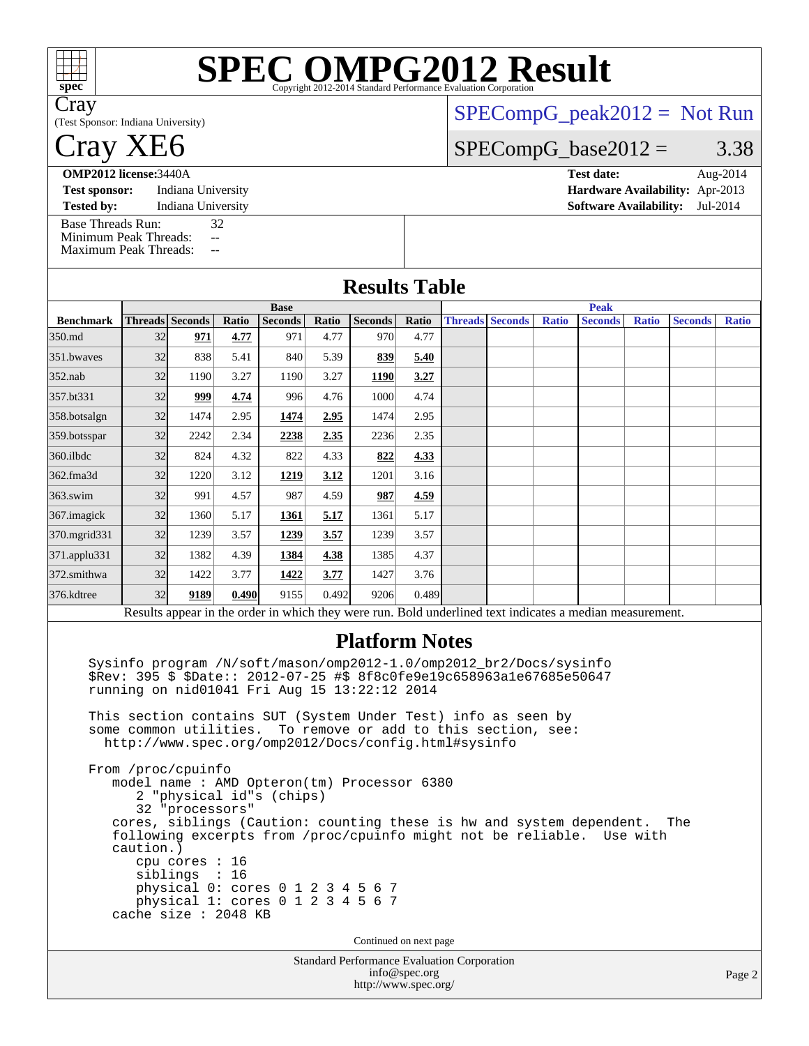# SPEC OMPG2012 Result

Copyright 2012-2014 Standard Performance Evaluation Corporation

**Cray**
(Test Sponsor: Indiana University)

# Cray XE6

SPECompG_peak2012 = Not Run

SPECompG_base2012 = 3.38

**OMP2012 license:** 3440A
**Test sponsor:** Indiana University
**Tested by:** Indiana University

**Test date:** Aug-2014
**Hardware Availability:** Apr-2013
**Software Availability:** Jul-2014

Base Threads Run: 32
Minimum Peak Threads: --
Maximum Peak Threads: --

## Results Table

| | Base | | | | | | | | Peak | | | | | | | |
|---|---|---|---|---|---|---|---|---|---|---|---|---|---|---|---|---|
| **Benchmark** | **Threads** | **Seconds** | **Ratio** | **Seconds** | **Ratio** | **Seconds** | **Ratio** | **Threads** | **Seconds** | **Ratio** | **Seconds** | **Ratio** | **Seconds** | **Ratio** |
| 350.md | 32 | **971** | **4.77** | 971 | 4.77 | 970 | 4.77 | | | | | | | |
| 351.bwaves | 32 | 838 | 5.41 | 840 | 5.39 | **839** | **5.40** | | | | | | | |
| 352.nab | 32 | 1190 | 3.27 | 1190 | 3.27 | **1190** | **3.27** | | | | | | | |
| 357.bt331 | 32 | **999** | **4.74** | 996 | 4.76 | 1000 | 4.74 | | | | | | | |
| 358.botsalgn | 32 | 1474 | 2.95 | **1474** | **2.95** | 1474 | 2.95 | | | | | | | |
| 359.botsspar | 32 | 2242 | 2.34 | **2238** | **2.35** | 2236 | 2.35 | | | | | | | |
| 360.ilbdc | 32 | 824 | 4.32 | 822 | 4.33 | **822** | **4.33** | | | | | | | |
| 362.fma3d | 32 | 1220 | 3.12 | **1219** | **3.12** | 1201 | 3.16 | | | | | | | |
| 363.swim | 32 | 991 | 4.57 | 987 | 4.59 | **987** | **4.59** | | | | | | | |
| 367.imagick | 32 | 1360 | 5.17 | **1361** | **5.17** | 1361 | 5.17 | | | | | | | |
| 370.mgrid331 | 32 | 1239 | 3.57 | **1239** | **3.57** | 1239 | 3.57 | | | | | | | |
| 371.applu331 | 32 | 1382 | 4.39 | **1384** | **4.38** | 1385 | 4.37 | | | | | | | |
| 372.smithwa | 32 | 1422 | 3.77 | **1422** | **3.77** | 1427 | 3.76 | | | | | | | |
| 376.kdtree | 32 | **9189** | **0.490** | 9155 | 0.492 | 9206 | 0.489 | | | | | | | |

Results appear in the order in which they were run. Bold underlined text indicates a median measurement.

## Platform Notes

```
Sysinfo program /N/soft/mason/omp2012-1.0/omp2012_br2/Docs/sysinfo
$Rev: 395 $ $Date:: 2012-07-25 #$ 8f8c0fe9e19c658963a1e67685e50647
running on nid01041 Fri Aug 15 13:22:12 2014

This section contains SUT (System Under Test) info as seen by
some common utilities.  To remove or add to this section, see:
  http://www.spec.org/omp2012/Docs/config.html#sysinfo

From /proc/cpuinfo
   model name : AMD Opteron(tm) Processor 6380
      2 "physical id"s (chips)
      32 "processors"
   cores, siblings (Caution: counting these is hw and system dependent.  The
   following excerpts from /proc/cpuinfo might not be reliable.  Use with
   caution.)
      cpu cores : 16
      siblings  : 16
      physical 0: cores 0 1 2 3 4 5 6 7
      physical 1: cores 0 1 2 3 4 5 6 7
   cache size : 2048 KB
```

Continued on next page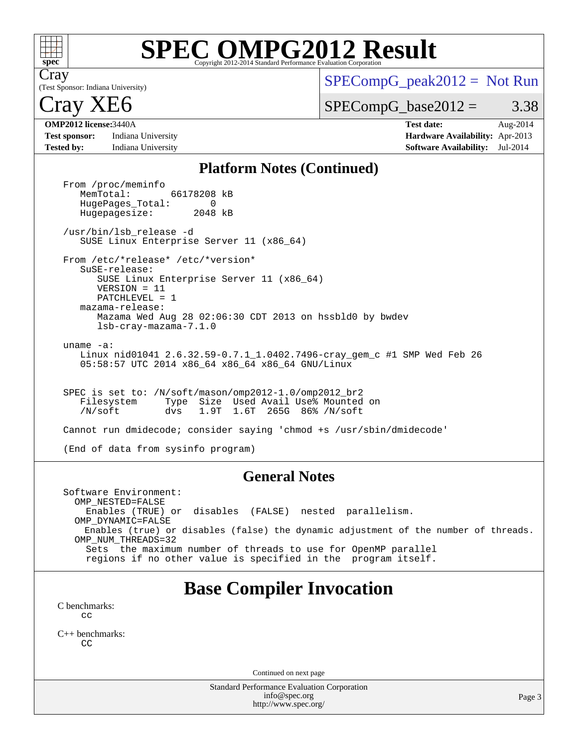## Platform Notes (Continued)

```
From /proc/meminfo
   MemTotal:       66178208 kB
   HugePages_Total:       0
   Hugepagesize:       2048 kB

/usr/bin/lsb_release -d
   SUSE Linux Enterprise Server 11 (x86_64)

From /etc/*release* /etc/*version*
   SuSE-release:
      SUSE Linux Enterprise Server 11 (x86_64)
      VERSION = 11
      PATCHLEVEL = 1
   mazama-release:
      Mazama Wed Aug 28 02:06:30 CDT 2013 on hssbld0 by bwdev
      lsb-cray-mazama-7.1.0

uname -a:
   Linux nid01041 2.6.32.59-0.7.1_1.0402.7496-cray_gem_c #1 SMP Wed Feb 26
   05:58:57 UTC 2014 x86_64 x86_64 x86_64 GNU/Linux


SPEC is set to: /N/soft/mason/omp2012-1.0/omp2012_br2
   Filesystem     Type  Size  Used Avail Use% Mounted on
   /N/soft        dvs   1.9T  1.6T  265G  86% /N/soft

Cannot run dmidecode; consider saying 'chmod +s /usr/sbin/dmidecode'

(End of data from sysinfo program)
```

## General Notes

```
Software Environment:
  OMP_NESTED=FALSE
    Enables (TRUE) or  disables  (FALSE)  nested  parallelism.
  OMP_DYNAMIC=FALSE
    Enables (true) or disables (false) the dynamic adjustment of the number of threads.
  OMP_NUM_THREADS=32
    Sets  the maximum number of threads to use for OpenMP parallel
    regions if no other value is specified in the  program itself.
```

# Base Compiler Invocation

C benchmarks:
cc

C++ benchmarks:
CC

Continued on next page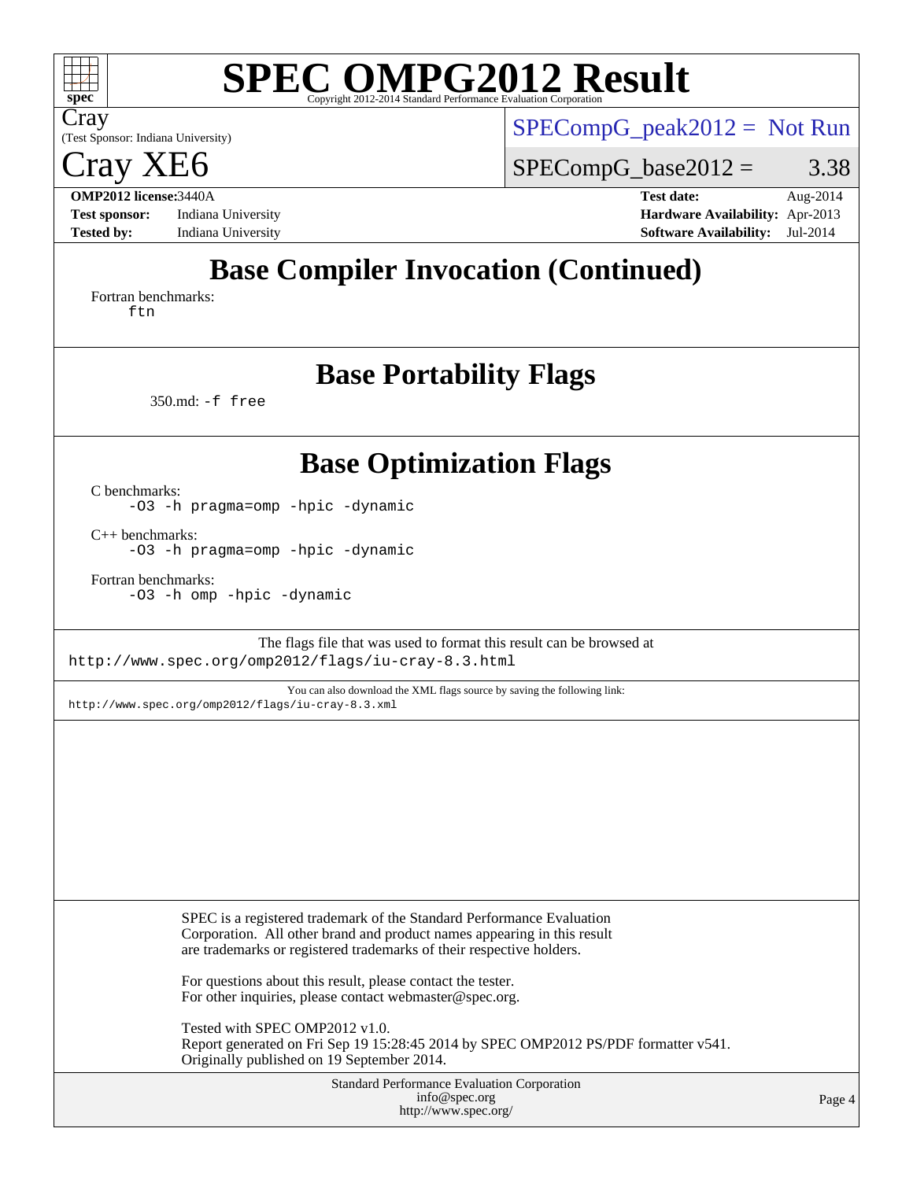# SPEC OMPG2012 Result

Copyright 2012-2014 Standard Performance Evaluation Corporation

Cray
(Test Sponsor: Indiana University)

Cray XE6

SPECompG_peak2012 = Not Run

SPECompG_base2012 = 3.38

**OMP2012 license:** 3440A
**Test sponsor:** Indiana University
**Tested by:** Indiana University

**Test date:** Aug-2014
**Hardware Availability:** Apr-2013
**Software Availability:** Jul-2014

## Base Compiler Invocation (Continued)

Fortran benchmarks:
ftn

## Base Portability Flags

350.md: -f free

## Base Optimization Flags

C benchmarks:
-O3 -h pragma=omp -hpic -dynamic

C++ benchmarks:
-O3 -h pragma=omp -hpic -dynamic

Fortran benchmarks:
-O3 -h omp -hpic -dynamic

The flags file that was used to format this result can be browsed at
http://www.spec.org/omp2012/flags/iu-cray-8.3.html

You can also download the XML flags source by saving the following link:
http://www.spec.org/omp2012/flags/iu-cray-8.3.xml

SPEC is a registered trademark of the Standard Performance Evaluation Corporation. All other brand and product names appearing in this result are trademarks or registered trademarks of their respective holders.

For questions about this result, please contact the tester.
For other inquiries, please contact webmaster@spec.org.

Tested with SPEC OMP2012 v1.0.
Report generated on Fri Sep 19 15:28:45 2014 by SPEC OMP2012 PS/PDF formatter v541.
Originally published on 19 September 2014.

Standard Performance Evaluation Corporation
info@spec.org
http://www.spec.org/